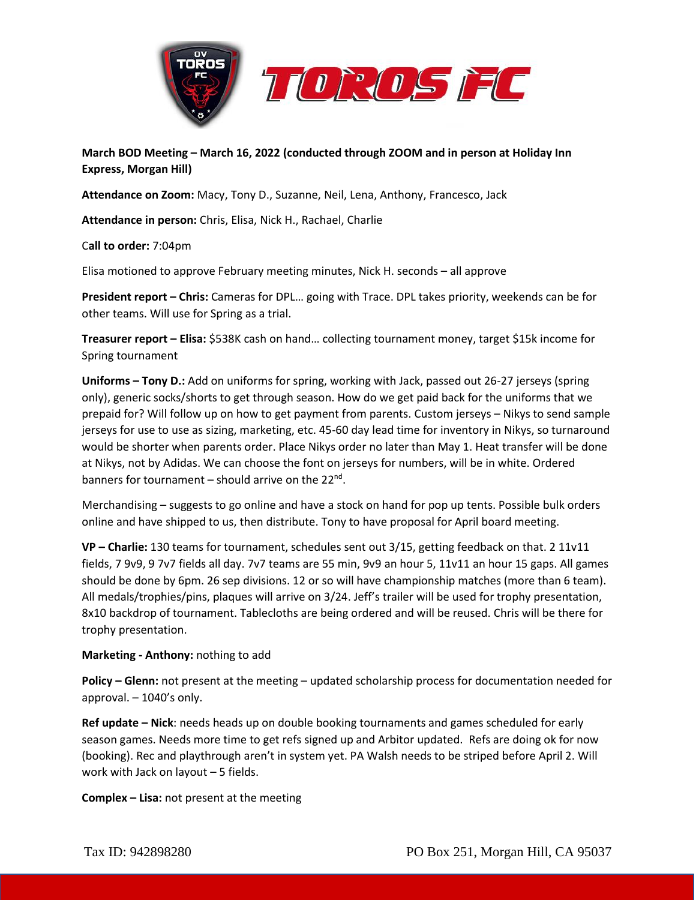**March BOD Meeting – March 16, 2022 (conducted through ZOOM and in person at Holiday Inn Express, Morgan Hill)**

**Attendance on Zoom:** Macy, Tony D., Suzanne, Neil, Lena, Anthony, Francesco, Jack

**Attendance in person:** Chris, Elisa, Nick H., Rachael, Charlie

C**all to order:** 7:04pm

Elisa motioned to approve February meeting minutes, Nick H. seconds – all approve

**President report – Chris:** Cameras for DPL… going with Trace. DPL takes priority, weekends can be for other teams. Will use for Spring as a trial.

**Treasurer report – Elisa:** $538K cash on hand… collecting tournament money, target $15k income for Spring tournament

**Uniforms – Tony D.:** Add on uniforms for spring, working with Jack, passed out 26-27 jerseys (spring only), generic socks/shorts to get through season. How do we get paid back for the uniforms that we prepaid for? Will follow up on how to get payment from parents. Custom jerseys – Nikys to send sample jerseys for use to use as sizing, marketing, etc. 45-60 day lead time for inventory in Nikys, so turnaround would be shorter when parents order. Place Nikys order no later than May 1. Heat transfer will be done at Nikys, not by Adidas. We can choose the font on jerseys for numbers, will be in white. Ordered banners for tournament – should arrive on the 22nd.

Merchandising – suggests to go online and have a stock on hand for pop up tents. Possible bulk orders online and have shipped to us, then distribute. Tony to have proposal for April board meeting.

**VP – Charlie:** 130 teams for tournament, schedules sent out 3/15, getting feedback on that. 2 11v11 fields, 7 9v9, 9 7v7 fields all day. 7v7 teams are 55 min, 9v9 an hour 5, 11v11 an hour 15 gaps. All games should be done by 6pm. 26 sep divisions. 12 or so will have championship matches (more than 6 team). All medals/trophies/pins, plaques will arrive on 3/24. Jeff's trailer will be used for trophy presentation, 8x10 backdrop of tournament. Tablecloths are being ordered and will be reused. Chris will be there for trophy presentation.

**Marketing - Anthony:** nothing to add

**Policy – Glenn:** not present at the meeting – updated scholarship process for documentation needed for approval. – 1040's only.

**Ref update – Nick**: needs heads up on double booking tournaments and games scheduled for early season games. Needs more time to get refs signed up and Arbitor updated. Refs are doing ok for now (booking). Rec and playthrough aren't in system yet. PA Walsh needs to be striped before April 2. Will work with Jack on layout – 5 fields.

**Complex – Lisa:** not present at the meeting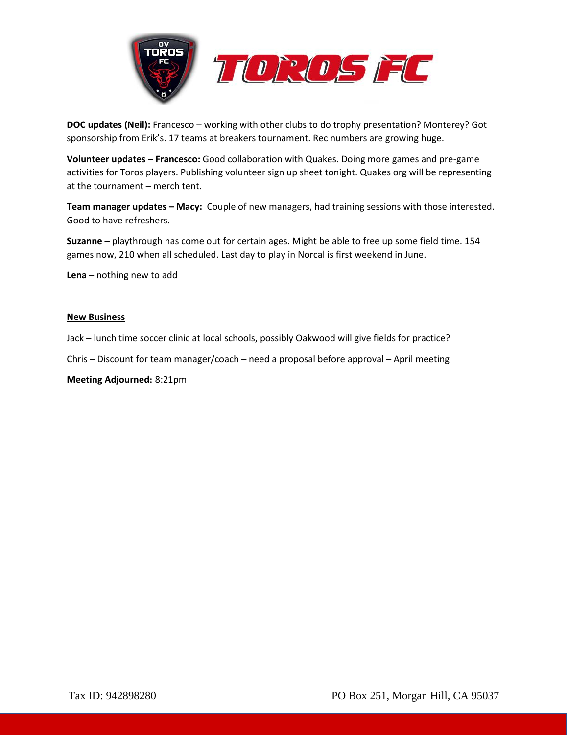**DOC updates (Neil):** Francesco – working with other clubs to do trophy presentation? Monterey? Got sponsorship from Erik's. 17 teams at breakers tournament. Rec numbers are growing huge.

**Volunteer updates – Francesco:** Good collaboration with Quakes. Doing more games and pre-game activities for Toros players. Publishing volunteer sign up sheet tonight. Quakes org will be representing at the tournament – merch tent.

**Team manager updates – Macy:** Couple of new managers, had training sessions with those interested. Good to have refreshers.

**Suzanne –** playthrough has come out for certain ages. Might be able to free up some field time. 154 games now, 210 when all scheduled. Last day to play in Norcal is first weekend in June.

**Lena** – nothing new to add

## New Business

Jack – lunch time soccer clinic at local schools, possibly Oakwood will give fields for practice?

Chris – Discount for team manager/coach – need a proposal before approval – April meeting

**Meeting Adjourned:** 8:21pm

Tax ID: 942898280 PO Box 251, Morgan Hill, CA 95037